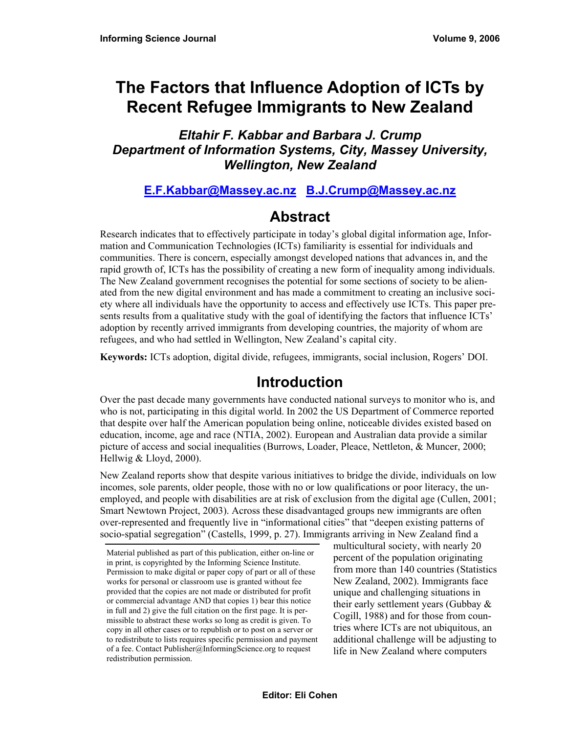# The Factors that Influence Adoption of ICTs by Recent Refugee Immigrants to New Zealand

***Eltahir F. Kabbar and Barbara J. Crump***
***Department of Information Systems, City, Massey University, Wellington, New Zealand***

**E.F.Kabbar@Massey.ac.nz B.J.Crump@Massey.ac.nz**

## Abstract

Research indicates that to effectively participate in today's global digital information age, Information and Communication Technologies (ICTs) familiarity is essential for individuals and communities. There is concern, especially amongst developed nations that advances in, and the rapid growth of, ICTs has the possibility of creating a new form of inequality among individuals. The New Zealand government recognises the potential for some sections of society to be alienated from the new digital environment and has made a commitment to creating an inclusive society where all individuals have the opportunity to access and effectively use ICTs. This paper presents results from a qualitative study with the goal of identifying the factors that influence ICTs' adoption by recently arrived immigrants from developing countries, the majority of whom are refugees, and who had settled in Wellington, New Zealand's capital city.

**Keywords:** ICTs adoption, digital divide, refugees, immigrants, social inclusion, Rogers' DOI.

## Introduction

Over the past decade many governments have conducted national surveys to monitor who is, and who is not, participating in this digital world. In 2002 the US Department of Commerce reported that despite over half the American population being online, noticeable divides existed based on education, income, age and race (NTIA, 2002). European and Australian data provide a similar picture of access and social inequalities (Burrows, Loader, Pleace, Nettleton, & Muncer, 2000; Hellwig & Lloyd, 2000).

New Zealand reports show that despite various initiatives to bridge the divide, individuals on low incomes, sole parents, older people, those with no or low qualifications or poor literacy, the unemployed, and people with disabilities are at risk of exclusion from the digital age (Cullen, 2001; Smart Newtown Project, 2003). Across these disadvantaged groups new immigrants are often over-represented and frequently live in "informational cities" that "deepen existing patterns of socio-spatial segregation" (Castells, 1999, p. 27). Immigrants arriving in New Zealand find a multicultural society, with nearly 20 percent of the population originating from more than 140 countries (Statistics New Zealand, 2002). Immigrants face unique and challenging situations in their early settlement years (Gubbay & Cogill, 1988) and for those from countries where ICTs are not ubiquitous, an additional challenge will be adjusting to life in New Zealand where computers

Material published as part of this publication, either on-line or in print, is copyrighted by the Informing Science Institute. Permission to make digital or paper copy of part or all of these works for personal or classroom use is granted without fee provided that the copies are not made or distributed for profit or commercial advantage AND that copies 1) bear this notice in full and 2) give the full citation on the first page. It is permissible to abstract these works so long as credit is given. To copy in all other cases or to republish or to post on a server or to redistribute to lists requires specific permission and payment of a fee. Contact Publisher@InformingScience.org to request redistribution permission.

Editor: Eli Cohen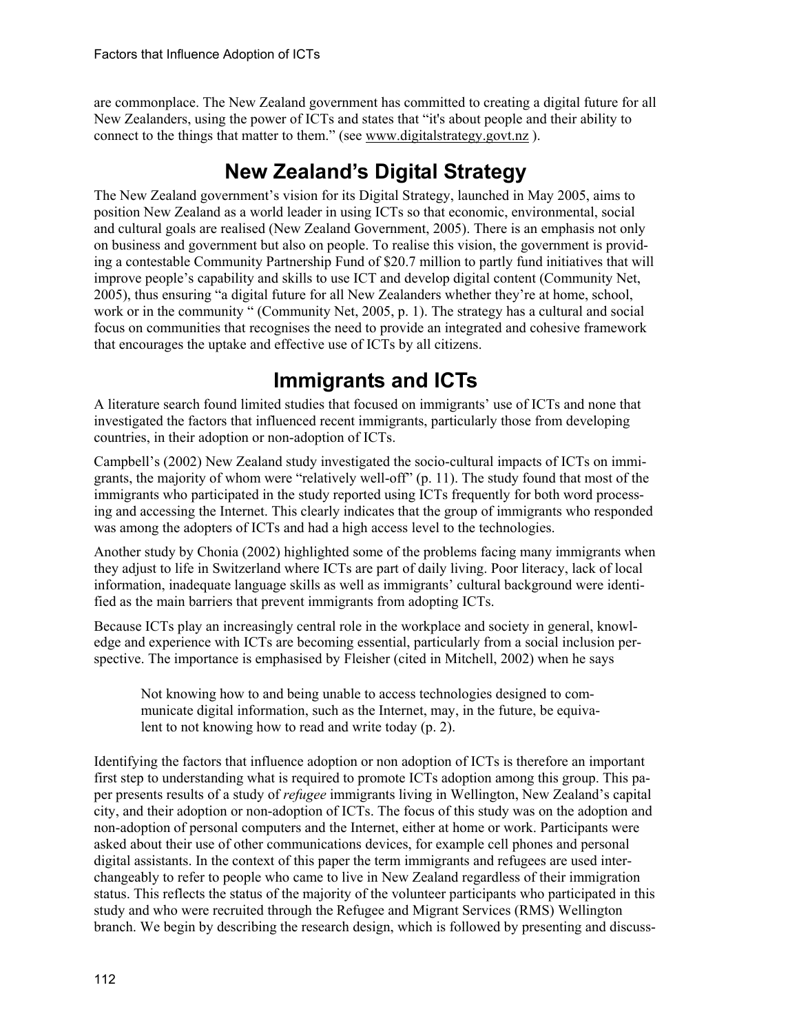are commonplace. The New Zealand government has committed to creating a digital future for all New Zealanders, using the power of ICTs and states that "it's about people and their ability to connect to the things that matter to them." (see www.digitalstrategy.govt.nz ).

## New Zealand's Digital Strategy

The New Zealand government's vision for its Digital Strategy, launched in May 2005, aims to position New Zealand as a world leader in using ICTs so that economic, environmental, social and cultural goals are realised (New Zealand Government, 2005). There is an emphasis not only on business and government but also on people. To realise this vision, the government is providing a contestable Community Partnership Fund of $20.7 million to partly fund initiatives that will improve people's capability and skills to use ICT and develop digital content (Community Net, 2005), thus ensuring "a digital future for all New Zealanders whether they're at home, school, work or in the community " (Community Net, 2005, p. 1). The strategy has a cultural and social focus on communities that recognises the need to provide an integrated and cohesive framework that encourages the uptake and effective use of ICTs by all citizens.

## Immigrants and ICTs

A literature search found limited studies that focused on immigrants' use of ICTs and none that investigated the factors that influenced recent immigrants, particularly those from developing countries, in their adoption or non-adoption of ICTs.

Campbell's (2002) New Zealand study investigated the socio-cultural impacts of ICTs on immigrants, the majority of whom were "relatively well-off" (p. 11). The study found that most of the immigrants who participated in the study reported using ICTs frequently for both word processing and accessing the Internet. This clearly indicates that the group of immigrants who responded was among the adopters of ICTs and had a high access level to the technologies.

Another study by Chonia (2002) highlighted some of the problems facing many immigrants when they adjust to life in Switzerland where ICTs are part of daily living. Poor literacy, lack of local information, inadequate language skills as well as immigrants' cultural background were identified as the main barriers that prevent immigrants from adopting ICTs.

Because ICTs play an increasingly central role in the workplace and society in general, knowledge and experience with ICTs are becoming essential, particularly from a social inclusion perspective. The importance is emphasised by Fleisher (cited in Mitchell, 2002) when he says

> Not knowing how to and being unable to access technologies designed to communicate digital information, such as the Internet, may, in the future, be equivalent to not knowing how to read and write today (p. 2).

Identifying the factors that influence adoption or non adoption of ICTs is therefore an important first step to understanding what is required to promote ICTs adoption among this group. This paper presents results of a study of *refugee* immigrants living in Wellington, New Zealand's capital city, and their adoption or non-adoption of ICTs. The focus of this study was on the adoption and non-adoption of personal computers and the Internet, either at home or work. Participants were asked about their use of other communications devices, for example cell phones and personal digital assistants. In the context of this paper the term immigrants and refugees are used interchangeably to refer to people who came to live in New Zealand regardless of their immigration status. This reflects the status of the majority of the volunteer participants who participated in this study and who were recruited through the Refugee and Migrant Services (RMS) Wellington branch. We begin by describing the research design, which is followed by presenting and discuss-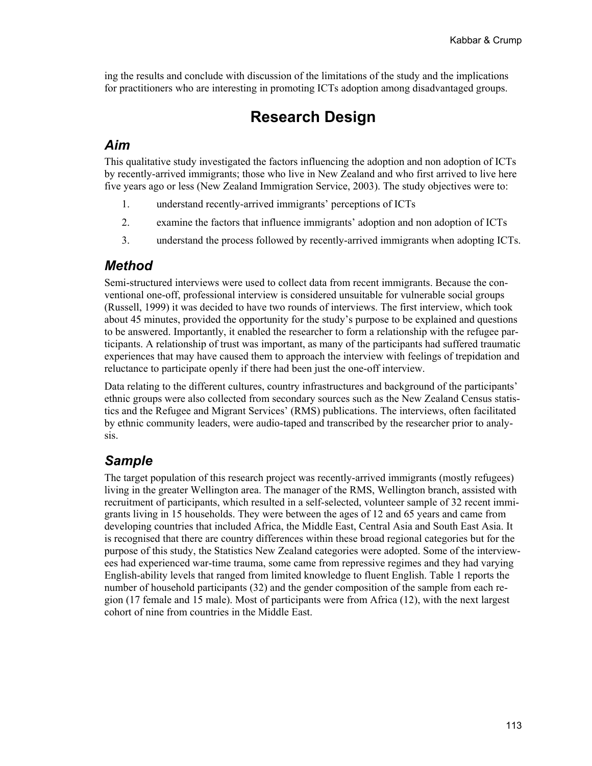ing the results and conclude with discussion of the limitations of the study and the implications for practitioners who are interesting in promoting ICTs adoption among disadvantaged groups.

# Research Design

## *Aim*

This qualitative study investigated the factors influencing the adoption and non adoption of ICTs by recently-arrived immigrants; those who live in New Zealand and who first arrived to live here five years ago or less (New Zealand Immigration Service, 2003). The study objectives were to:

1. understand recently-arrived immigrants' perceptions of ICTs
2. examine the factors that influence immigrants' adoption and non adoption of ICTs
3. understand the process followed by recently-arrived immigrants when adopting ICTs.

## *Method*

Semi-structured interviews were used to collect data from recent immigrants. Because the conventional one-off, professional interview is considered unsuitable for vulnerable social groups (Russell, 1999) it was decided to have two rounds of interviews. The first interview, which took about 45 minutes, provided the opportunity for the study's purpose to be explained and questions to be answered. Importantly, it enabled the researcher to form a relationship with the refugee participants. A relationship of trust was important, as many of the participants had suffered traumatic experiences that may have caused them to approach the interview with feelings of trepidation and reluctance to participate openly if there had been just the one-off interview.

Data relating to the different cultures, country infrastructures and background of the participants' ethnic groups were also collected from secondary sources such as the New Zealand Census statistics and the Refugee and Migrant Services' (RMS) publications. The interviews, often facilitated by ethnic community leaders, were audio-taped and transcribed by the researcher prior to analysis.

## *Sample*

The target population of this research project was recently-arrived immigrants (mostly refugees) living in the greater Wellington area. The manager of the RMS, Wellington branch, assisted with recruitment of participants, which resulted in a self-selected, volunteer sample of 32 recent immigrants living in 15 households. They were between the ages of 12 and 65 years and came from developing countries that included Africa, the Middle East, Central Asia and South East Asia. It is recognised that there are country differences within these broad regional categories but for the purpose of this study, the Statistics New Zealand categories were adopted. Some of the interviewees had experienced war-time trauma, some came from repressive regimes and they had varying English-ability levels that ranged from limited knowledge to fluent English. Table 1 reports the number of household participants (32) and the gender composition of the sample from each region (17 female and 15 male). Most of participants were from Africa (12), with the next largest cohort of nine from countries in the Middle East.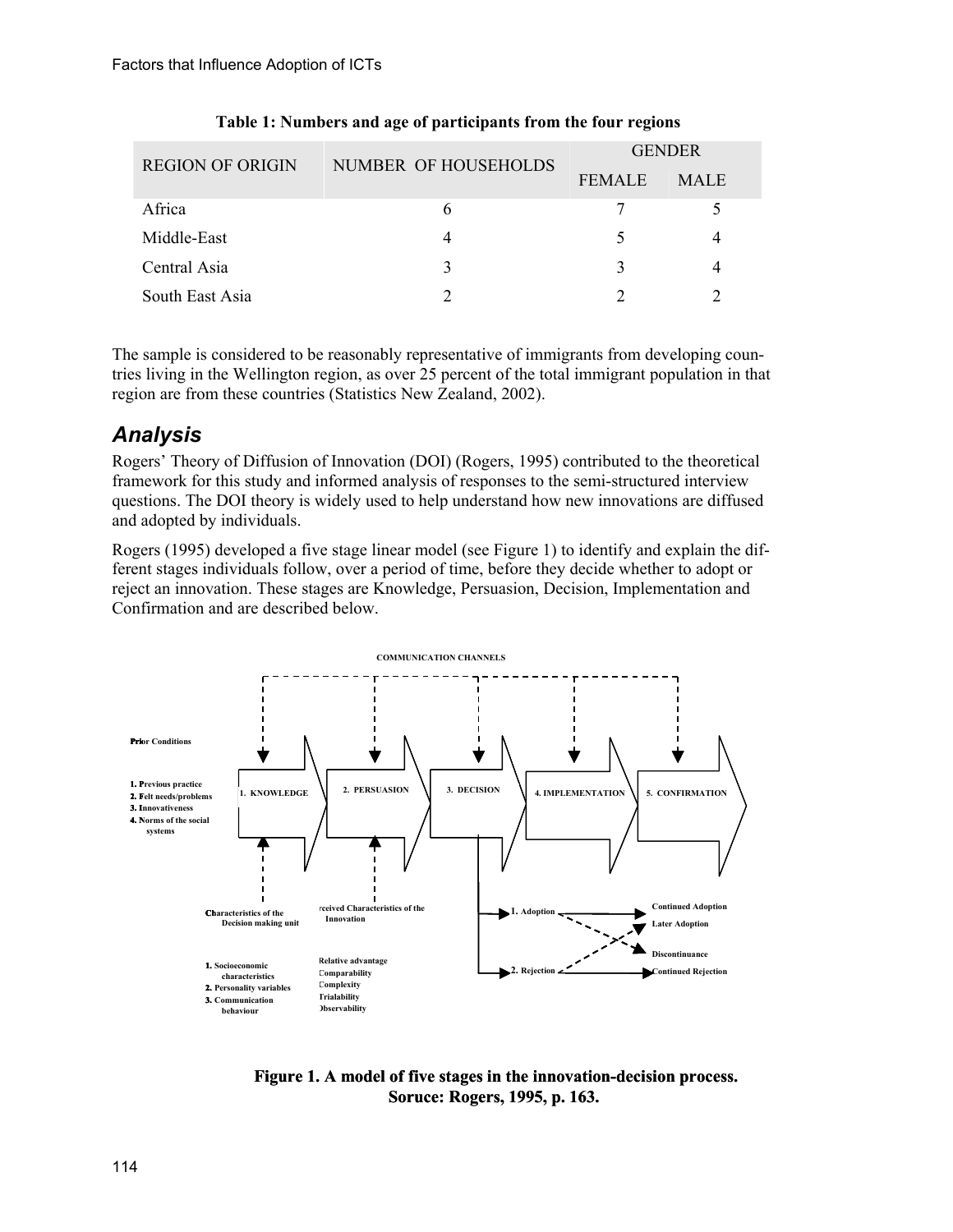**Table 1: Numbers and age of participants from the four regions**

| REGION OF ORIGIN | NUMBER OF HOUSEHOLDS | GENDER | |
|---|---|---|---|
| | | FEMALE | MALE |
| Africa | 6 | 7 | 5 |
| Middle-East | 4 | 5 | 4 |
| Central Asia | 3 | 3 | 4 |
| South East Asia | 2 | 2 | 2 |

The sample is considered to be reasonably representative of immigrants from developing countries living in the Wellington region, as over 25 percent of the total immigrant population in that region are from these countries (Statistics New Zealand, 2002).

## *Analysis*

Rogers' Theory of Diffusion of Innovation (DOI) (Rogers, 1995) contributed to the theoretical framework for this study and informed analysis of responses to the semi-structured interview questions. The DOI theory is widely used to help understand how new innovations are diffused and adopted by individuals.

Rogers (1995) developed a five stage linear model (see Figure 1) to identify and explain the different stages individuals follow, over a period of time, before they decide whether to adopt or reject an innovation. These stages are Knowledge, Persuasion, Decision, Implementation and Confirmation and are described below.

**Figure 1. A model of five stages in the innovation-decision process. Soruce: Rogers, 1995, p. 163.**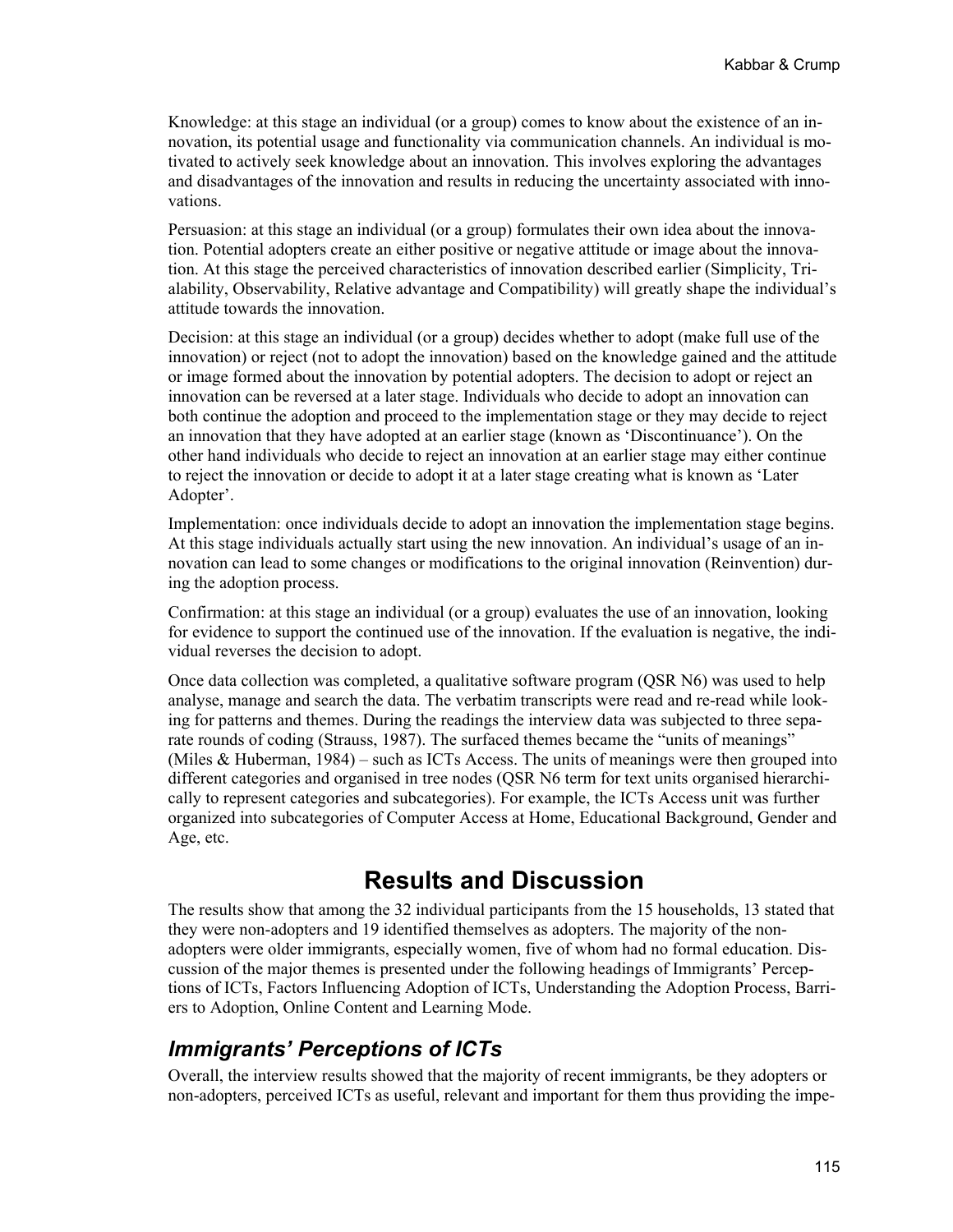Knowledge: at this stage an individual (or a group) comes to know about the existence of an innovation, its potential usage and functionality via communication channels. An individual is motivated to actively seek knowledge about an innovation. This involves exploring the advantages and disadvantages of the innovation and results in reducing the uncertainty associated with innovations.

Persuasion: at this stage an individual (or a group) formulates their own idea about the innovation. Potential adopters create an either positive or negative attitude or image about the innovation. At this stage the perceived characteristics of innovation described earlier (Simplicity, Trialability, Observability, Relative advantage and Compatibility) will greatly shape the individual's attitude towards the innovation.

Decision: at this stage an individual (or a group) decides whether to adopt (make full use of the innovation) or reject (not to adopt the innovation) based on the knowledge gained and the attitude or image formed about the innovation by potential adopters. The decision to adopt or reject an innovation can be reversed at a later stage. Individuals who decide to adopt an innovation can both continue the adoption and proceed to the implementation stage or they may decide to reject an innovation that they have adopted at an earlier stage (known as 'Discontinuance'). On the other hand individuals who decide to reject an innovation at an earlier stage may either continue to reject the innovation or decide to adopt it at a later stage creating what is known as 'Later Adopter'.

Implementation: once individuals decide to adopt an innovation the implementation stage begins. At this stage individuals actually start using the new innovation. An individual's usage of an innovation can lead to some changes or modifications to the original innovation (Reinvention) during the adoption process.

Confirmation: at this stage an individual (or a group) evaluates the use of an innovation, looking for evidence to support the continued use of the innovation. If the evaluation is negative, the individual reverses the decision to adopt.

Once data collection was completed, a qualitative software program (QSR N6) was used to help analyse, manage and search the data. The verbatim transcripts were read and re-read while looking for patterns and themes. During the readings the interview data was subjected to three separate rounds of coding (Strauss, 1987). The surfaced themes became the "units of meanings" (Miles & Huberman, 1984) – such as ICTs Access. The units of meanings were then grouped into different categories and organised in tree nodes (QSR N6 term for text units organised hierarchically to represent categories and subcategories). For example, the ICTs Access unit was further organized into subcategories of Computer Access at Home, Educational Background, Gender and Age, etc.

## Results and Discussion

The results show that among the 32 individual participants from the 15 households, 13 stated that they were non-adopters and 19 identified themselves as adopters. The majority of the non-adopters were older immigrants, especially women, five of whom had no formal education. Discussion of the major themes is presented under the following headings of Immigrants' Perceptions of ICTs, Factors Influencing Adoption of ICTs, Understanding the Adoption Process, Barriers to Adoption, Online Content and Learning Mode.

### *Immigrants' Perceptions of ICTs*

Overall, the interview results showed that the majority of recent immigrants, be they adopters or non-adopters, perceived ICTs as useful, relevant and important for them thus providing the impe-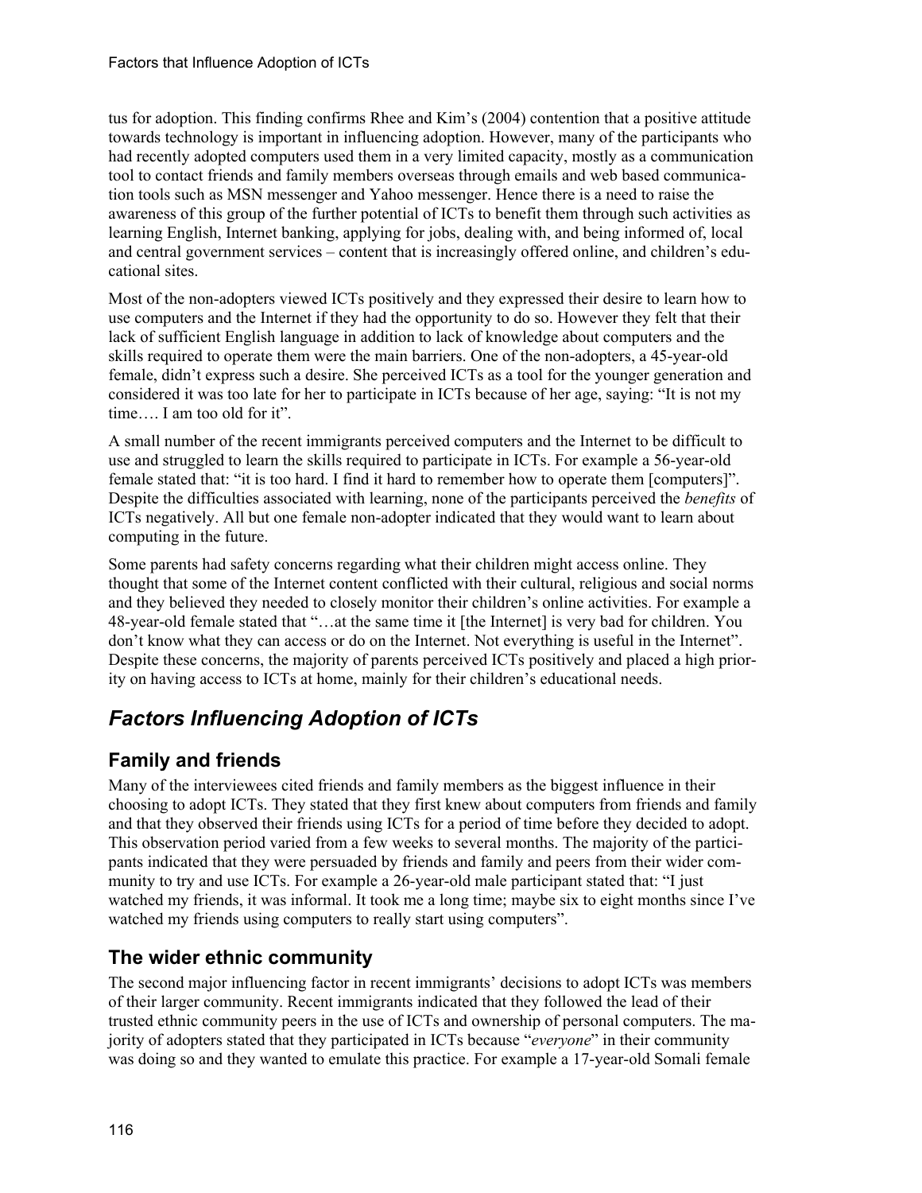tus for adoption. This finding confirms Rhee and Kim's (2004) contention that a positive attitude towards technology is important in influencing adoption. However, many of the participants who had recently adopted computers used them in a very limited capacity, mostly as a communication tool to contact friends and family members overseas through emails and web based communication tools such as MSN messenger and Yahoo messenger. Hence there is a need to raise the awareness of this group of the further potential of ICTs to benefit them through such activities as learning English, Internet banking, applying for jobs, dealing with, and being informed of, local and central government services – content that is increasingly offered online, and children's educational sites.

Most of the non-adopters viewed ICTs positively and they expressed their desire to learn how to use computers and the Internet if they had the opportunity to do so. However they felt that their lack of sufficient English language in addition to lack of knowledge about computers and the skills required to operate them were the main barriers. One of the non-adopters, a 45-year-old female, didn't express such a desire. She perceived ICTs as a tool for the younger generation and considered it was too late for her to participate in ICTs because of her age, saying: "It is not my time…. I am too old for it".

A small number of the recent immigrants perceived computers and the Internet to be difficult to use and struggled to learn the skills required to participate in ICTs. For example a 56-year-old female stated that: "it is too hard. I find it hard to remember how to operate them [computers]". Despite the difficulties associated with learning, none of the participants perceived the *benefits* of ICTs negatively. All but one female non-adopter indicated that they would want to learn about computing in the future.

Some parents had safety concerns regarding what their children might access online. They thought that some of the Internet content conflicted with their cultural, religious and social norms and they believed they needed to closely monitor their children's online activities. For example a 48-year-old female stated that "…at the same time it [the Internet] is very bad for children. You don't know what they can access or do on the Internet. Not everything is useful in the Internet". Despite these concerns, the majority of parents perceived ICTs positively and placed a high priority on having access to ICTs at home, mainly for their children's educational needs.

## *Factors Influencing Adoption of ICTs*

### Family and friends

Many of the interviewees cited friends and family members as the biggest influence in their choosing to adopt ICTs. They stated that they first knew about computers from friends and family and that they observed their friends using ICTs for a period of time before they decided to adopt. This observation period varied from a few weeks to several months. The majority of the participants indicated that they were persuaded by friends and family and peers from their wider community to try and use ICTs. For example a 26-year-old male participant stated that: "I just watched my friends, it was informal. It took me a long time; maybe six to eight months since I've watched my friends using computers to really start using computers".

### The wider ethnic community

The second major influencing factor in recent immigrants' decisions to adopt ICTs was members of their larger community. Recent immigrants indicated that they followed the lead of their trusted ethnic community peers in the use of ICTs and ownership of personal computers. The majority of adopters stated that they participated in ICTs because "*everyone*" in their community was doing so and they wanted to emulate this practice. For example a 17-year-old Somali female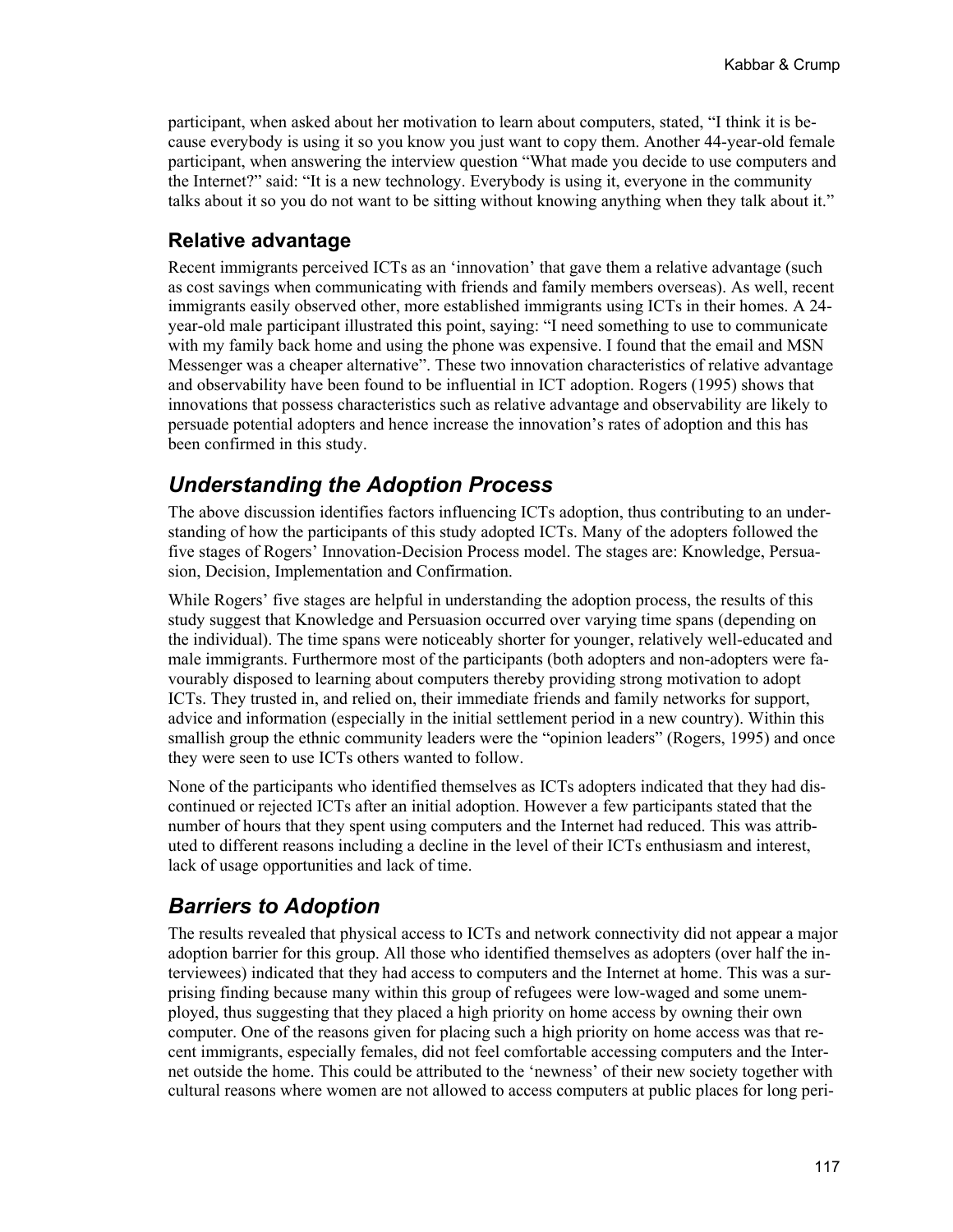participant, when asked about her motivation to learn about computers, stated, "I think it is because everybody is using it so you know you just want to copy them. Another 44-year-old female participant, when answering the interview question "What made you decide to use computers and the Internet?" said: "It is a new technology. Everybody is using it, everyone in the community talks about it so you do not want to be sitting without knowing anything when they talk about it."

### Relative advantage

Recent immigrants perceived ICTs as an 'innovation' that gave them a relative advantage (such as cost savings when communicating with friends and family members overseas). As well, recent immigrants easily observed other, more established immigrants using ICTs in their homes. A 24-year-old male participant illustrated this point, saying: "I need something to use to communicate with my family back home and using the phone was expensive. I found that the email and MSN Messenger was a cheaper alternative". These two innovation characteristics of relative advantage and observability have been found to be influential in ICT adoption. Rogers (1995) shows that innovations that possess characteristics such as relative advantage and observability are likely to persuade potential adopters and hence increase the innovation's rates of adoption and this has been confirmed in this study.

## *Understanding the Adoption Process*

The above discussion identifies factors influencing ICTs adoption, thus contributing to an understanding of how the participants of this study adopted ICTs. Many of the adopters followed the five stages of Rogers' Innovation-Decision Process model. The stages are: Knowledge, Persuasion, Decision, Implementation and Confirmation.

While Rogers' five stages are helpful in understanding the adoption process, the results of this study suggest that Knowledge and Persuasion occurred over varying time spans (depending on the individual). The time spans were noticeably shorter for younger, relatively well-educated and male immigrants. Furthermore most of the participants (both adopters and non-adopters were favourably disposed to learning about computers thereby providing strong motivation to adopt ICTs. They trusted in, and relied on, their immediate friends and family networks for support, advice and information (especially in the initial settlement period in a new country). Within this smallish group the ethnic community leaders were the "opinion leaders" (Rogers, 1995) and once they were seen to use ICTs others wanted to follow.

None of the participants who identified themselves as ICTs adopters indicated that they had discontinued or rejected ICTs after an initial adoption. However a few participants stated that the number of hours that they spent using computers and the Internet had reduced. This was attributed to different reasons including a decline in the level of their ICTs enthusiasm and interest, lack of usage opportunities and lack of time.

## *Barriers to Adoption*

The results revealed that physical access to ICTs and network connectivity did not appear a major adoption barrier for this group. All those who identified themselves as adopters (over half the interviewees) indicated that they had access to computers and the Internet at home. This was a surprising finding because many within this group of refugees were low-waged and some unemployed, thus suggesting that they placed a high priority on home access by owning their own computer. One of the reasons given for placing such a high priority on home access was that recent immigrants, especially females, did not feel comfortable accessing computers and the Internet outside the home. This could be attributed to the 'newness' of their new society together with cultural reasons where women are not allowed to access computers at public places for long peri-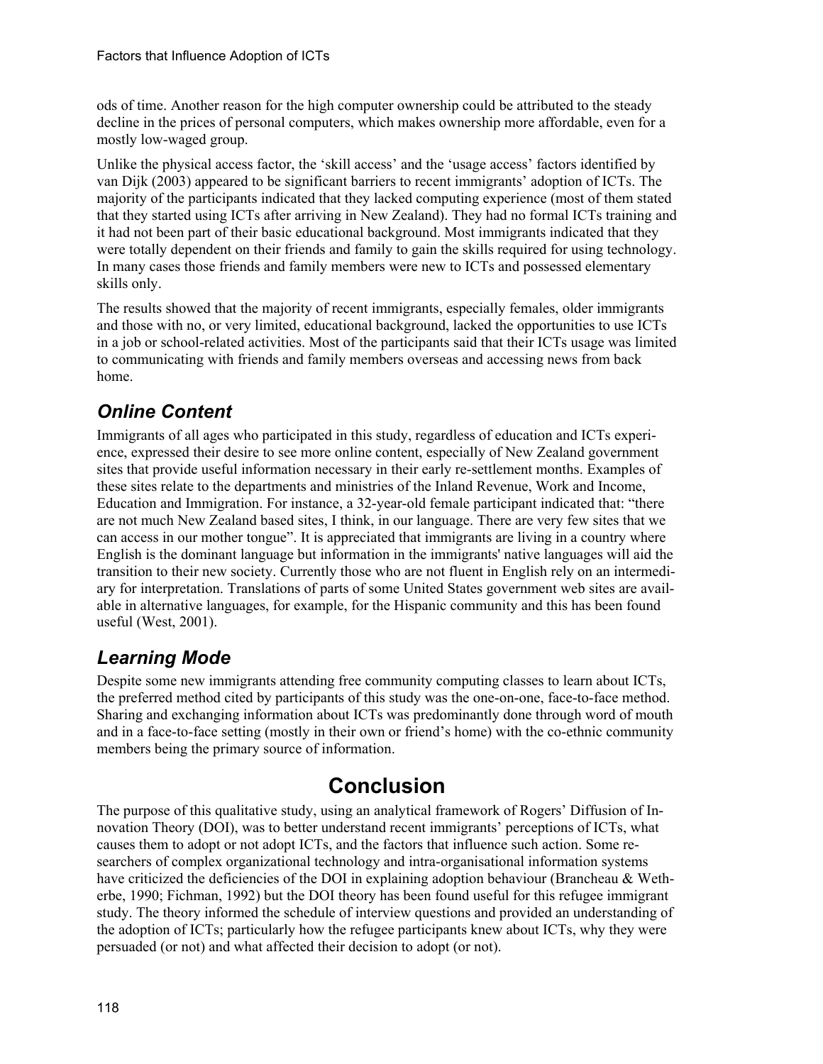ods of time. Another reason for the high computer ownership could be attributed to the steady decline in the prices of personal computers, which makes ownership more affordable, even for a mostly low-waged group.

Unlike the physical access factor, the 'skill access' and the 'usage access' factors identified by van Dijk (2003) appeared to be significant barriers to recent immigrants' adoption of ICTs. The majority of the participants indicated that they lacked computing experience (most of them stated that they started using ICTs after arriving in New Zealand). They had no formal ICTs training and it had not been part of their basic educational background. Most immigrants indicated that they were totally dependent on their friends and family to gain the skills required for using technology. In many cases those friends and family members were new to ICTs and possessed elementary skills only.

The results showed that the majority of recent immigrants, especially females, older immigrants and those with no, or very limited, educational background, lacked the opportunities to use ICTs in a job or school-related activities. Most of the participants said that their ICTs usage was limited to communicating with friends and family members overseas and accessing news from back home.

### *Online Content*

Immigrants of all ages who participated in this study, regardless of education and ICTs experience, expressed their desire to see more online content, especially of New Zealand government sites that provide useful information necessary in their early re-settlement months. Examples of these sites relate to the departments and ministries of the Inland Revenue, Work and Income, Education and Immigration. For instance, a 32-year-old female participant indicated that: "there are not much New Zealand based sites, I think, in our language. There are very few sites that we can access in our mother tongue". It is appreciated that immigrants are living in a country where English is the dominant language but information in the immigrants' native languages will aid the transition to their new society. Currently those who are not fluent in English rely on an intermediary for interpretation. Translations of parts of some United States government web sites are available in alternative languages, for example, for the Hispanic community and this has been found useful (West, 2001).

### *Learning Mode*

Despite some new immigrants attending free community computing classes to learn about ICTs, the preferred method cited by participants of this study was the one-on-one, face-to-face method. Sharing and exchanging information about ICTs was predominantly done through word of mouth and in a face-to-face setting (mostly in their own or friend's home) with the co-ethnic community members being the primary source of information.

## Conclusion

The purpose of this qualitative study, using an analytical framework of Rogers' Diffusion of Innovation Theory (DOI), was to better understand recent immigrants' perceptions of ICTs, what causes them to adopt or not adopt ICTs, and the factors that influence such action. Some researchers of complex organizational technology and intra-organisational information systems have criticized the deficiencies of the DOI in explaining adoption behaviour (Brancheau & Wetherbe, 1990; Fichman, 1992) but the DOI theory has been found useful for this refugee immigrant study. The theory informed the schedule of interview questions and provided an understanding of the adoption of ICTs; particularly how the refugee participants knew about ICTs, why they were persuaded (or not) and what affected their decision to adopt (or not).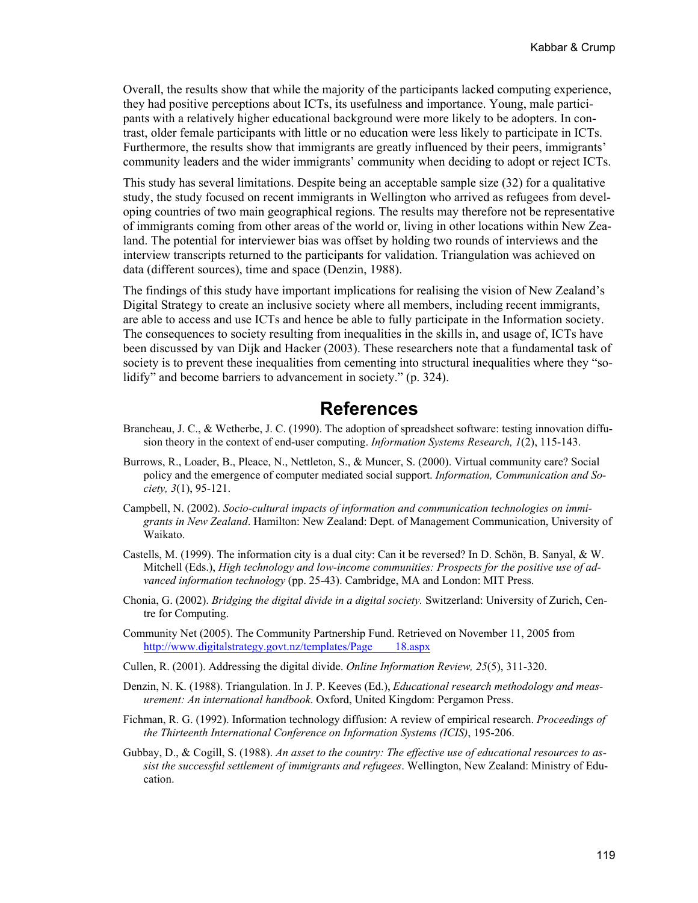Overall, the results show that while the majority of the participants lacked computing experience, they had positive perceptions about ICTs, its usefulness and importance. Young, male participants with a relatively higher educational background were more likely to be adopters. In contrast, older female participants with little or no education were less likely to participate in ICTs. Furthermore, the results show that immigrants are greatly influenced by their peers, immigrants' community leaders and the wider immigrants' community when deciding to adopt or reject ICTs.

This study has several limitations. Despite being an acceptable sample size (32) for a qualitative study, the study focused on recent immigrants in Wellington who arrived as refugees from developing countries of two main geographical regions. The results may therefore not be representative of immigrants coming from other areas of the world or, living in other locations within New Zealand. The potential for interviewer bias was offset by holding two rounds of interviews and the interview transcripts returned to the participants for validation. Triangulation was achieved on data (different sources), time and space (Denzin, 1988).

The findings of this study have important implications for realising the vision of New Zealand's Digital Strategy to create an inclusive society where all members, including recent immigrants, are able to access and use ICTs and hence be able to fully participate in the Information society. The consequences to society resulting from inequalities in the skills in, and usage of, ICTs have been discussed by van Dijk and Hacker (2003). These researchers note that a fundamental task of society is to prevent these inequalities from cementing into structural inequalities where they "solidify" and become barriers to advancement in society." (p. 324).

# References

Brancheau, J. C., & Wetherbe, J. C. (1990). The adoption of spreadsheet software: testing innovation diffusion theory in the context of end-user computing. *Information Systems Research, 1*(2), 115-143.

Burrows, R., Loader, B., Pleace, N., Nettleton, S., & Muncer, S. (2000). Virtual community care? Social policy and the emergence of computer mediated social support. *Information, Communication and Society, 3*(1), 95-121.

Campbell, N. (2002). *Socio-cultural impacts of information and communication technologies on immigrants in New Zealand*. Hamilton: New Zealand: Dept. of Management Communication, University of Waikato.

Castells, M. (1999). The information city is a dual city: Can it be reversed? In D. Schön, B. Sanyal, & W. Mitchell (Eds.), *High technology and low-income communities: Prospects for the positive use of advanced information technology* (pp. 25-43). Cambridge, MA and London: MIT Press.

Chonia, G. (2002). *Bridging the digital divide in a digital society.* Switzerland: University of Zurich, Centre for Computing.

Community Net (2005). The Community Partnership Fund. Retrieved on November 11, 2005 from http://www.digitalstrategy.govt.nz/templates/Page____18.aspx

Cullen, R. (2001). Addressing the digital divide. *Online Information Review, 25*(5), 311-320.

Denzin, N. K. (1988). Triangulation. In J. P. Keeves (Ed.), *Educational research methodology and measurement: An international handbook*. Oxford, United Kingdom: Pergamon Press.

Fichman, R. G. (1992). Information technology diffusion: A review of empirical research. *Proceedings of the Thirteenth International Conference on Information Systems (ICIS)*, 195-206.

Gubbay, D., & Cogill, S. (1988). *An asset to the country: The effective use of educational resources to assist the successful settlement of immigrants and refugees*. Wellington, New Zealand: Ministry of Education.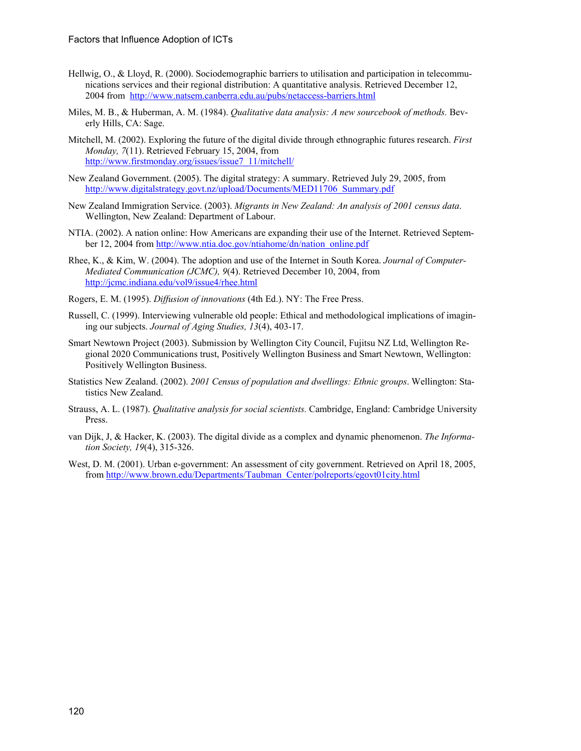Hellwig, O., & Lloyd, R. (2000). Sociodemographic barriers to utilisation and participation in telecommunications services and their regional distribution: A quantitative analysis. Retrieved December 12, 2004 from http://www.natsem.canberra.edu.au/pubs/netaccess-barriers.html

Miles, M. B., & Huberman, A. M. (1984). *Qualitative data analysis: A new sourcebook of methods.* Beverly Hills, CA: Sage.

Mitchell, M. (2002). Exploring the future of the digital divide through ethnographic futures research. *First Monday, 7*(11). Retrieved February 15, 2004, from http://www.firstmonday.org/issues/issue7_11/mitchell/

New Zealand Government. (2005). The digital strategy: A summary. Retrieved July 29, 2005, from http://www.digitalstrategy.govt.nz/upload/Documents/MED11706_Summary.pdf

New Zealand Immigration Service. (2003). *Migrants in New Zealand: An analysis of 2001 census data*. Wellington, New Zealand: Department of Labour.

NTIA. (2002). A nation online: How Americans are expanding their use of the Internet. Retrieved September 12, 2004 from http://www.ntia.doc.gov/ntiahome/dn/nation_online.pdf

Rhee, K., & Kim, W. (2004). The adoption and use of the Internet in South Korea. *Journal of Computer-Mediated Communication (JCMC), 9*(4). Retrieved December 10, 2004, from http://jcmc.indiana.edu/vol9/issue4/rhee.html

Rogers, E. M. (1995). *Diffusion of innovations* (4th Ed.). NY: The Free Press.

Russell, C. (1999). Interviewing vulnerable old people: Ethical and methodological implications of imagining our subjects. *Journal of Aging Studies, 13*(4), 403-17.

Smart Newtown Project (2003). Submission by Wellington City Council, Fujitsu NZ Ltd, Wellington Regional 2020 Communications trust, Positively Wellington Business and Smart Newtown, Wellington: Positively Wellington Business.

Statistics New Zealand. (2002). *2001 Census of population and dwellings: Ethnic groups*. Wellington: Statistics New Zealand.

Strauss, A. L. (1987). *Qualitative analysis for social scientists.* Cambridge, England: Cambridge University Press.

van Dijk, J, & Hacker, K. (2003). The digital divide as a complex and dynamic phenomenon. *The Information Society, 19*(4), 315-326.

West, D. M. (2001). Urban e-government: An assessment of city government. Retrieved on April 18, 2005, from http://www.brown.edu/Departments/Taubman_Center/polreports/egovt01city.html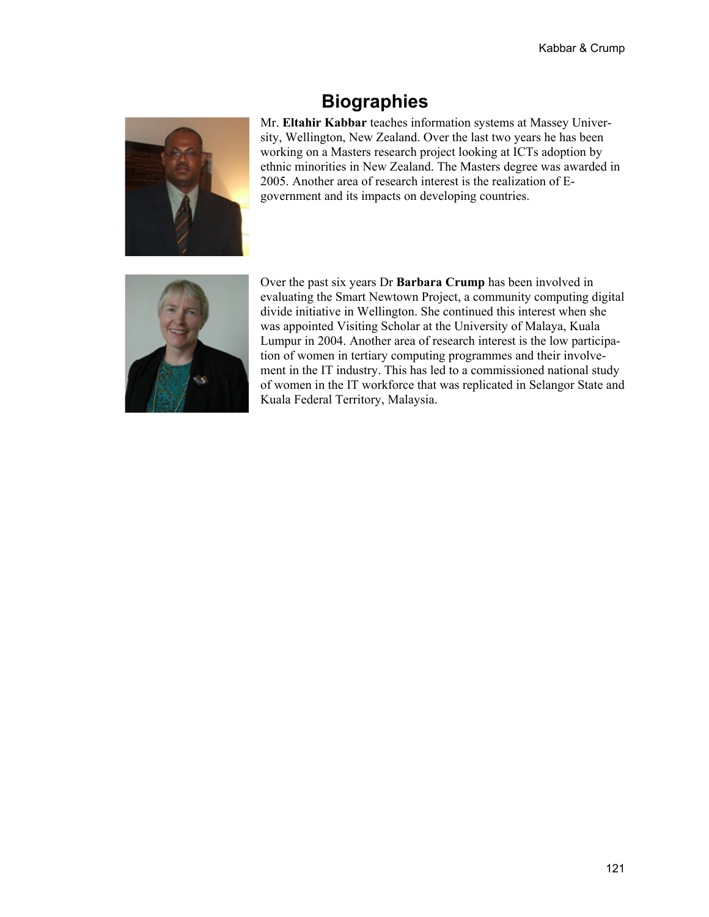# Biographies

Mr. **Eltahir Kabbar** teaches information systems at Massey University, Wellington, New Zealand. Over the last two years he has been working on a Masters research project looking at ICTs adoption by ethnic minorities in New Zealand. The Masters degree was awarded in 2005. Another area of research interest is the realization of E-government and its impacts on developing countries.

Over the past six years Dr **Barbara Crump** has been involved in evaluating the Smart Newtown Project, a community computing digital divide initiative in Wellington. She continued this interest when she was appointed Visiting Scholar at the University of Malaya, Kuala Lumpur in 2004. Another area of research interest is the low participation of women in tertiary computing programmes and their involvement in the IT industry. This has led to a commissioned national study of women in the IT workforce that was replicated in Selangor State and Kuala Federal Territory, Malaysia.